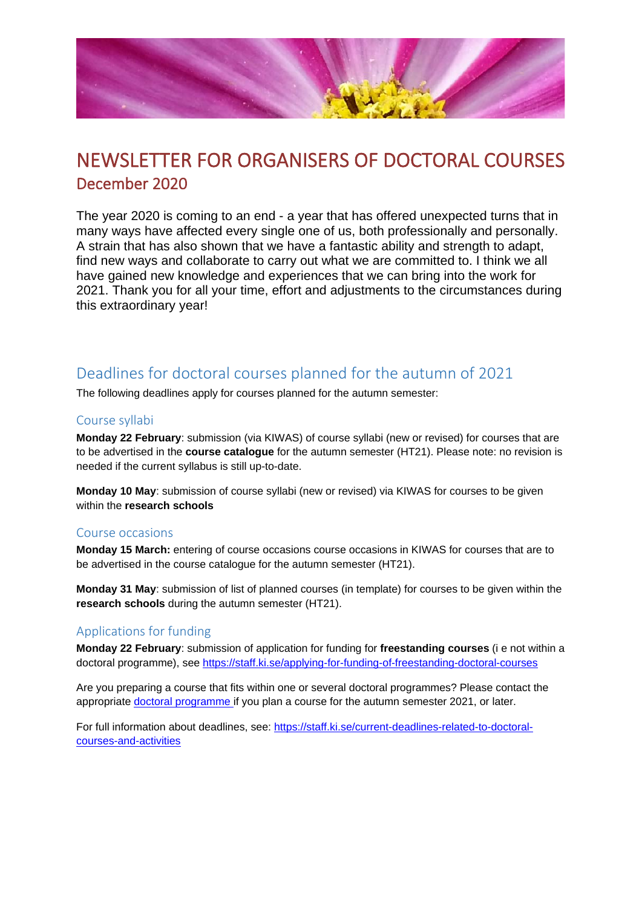# NEWSLETTER FOR ORGANISERS OF DOCTORAL COURSES

## December 2020

The year 2020 is coming to an end - a year that has offered unexpected turns that in many ways have affected every single one of us, both professionally and personally. A strain that has also shown that we have a fantastic ability and strength to adapt, find new ways and collaborate to carry out what we are committed to. I think we all have gained new knowledge and experiences that we can bring into the work for 2021. Thank you for all your time, effort and adjustments to the circumstances during this extraordinary year!

## Deadlines for doctoral courses planned for the autumn of 2021

The following deadlines apply for courses planned for the autumn semester:

### Course syllabi

**Monday 22 February**: submission (via KIWAS) of course syllabi (new or revised) for courses that are to be advertised in the **course catalogue** for the autumn semester (HT21). Please note: no revision is needed if the current syllabus is still up-to-date.

**Monday 10 May**: submission of course syllabi (new or revised) via KIWAS for courses to be given within the **research schools**

### Course occasions

**Monday 15 March:** entering of course occasions course occasions in KIWAS for courses that are to be advertised in the course catalogue for the autumn semester (HT21).

**Monday 31 May**: submission of list of planned courses (in template) for courses to be given within the **research schools** during the autumn semester (HT21).

### Applications for funding

**Monday 22 February**: submission of application for funding for **freestanding courses** (i e not within a doctoral programme), see https://staff.ki.se/applying-for-funding-of-freestanding-doctoral-courses

Are you preparing a course that fits within one or several doctoral programmes? Please contact the appropriate doctoral programme if you plan a course for the autumn semester 2021, or later.

For full information about deadlines, see: https://staff.ki.se/current-deadlines-related-to-doctoral-courses-and-activities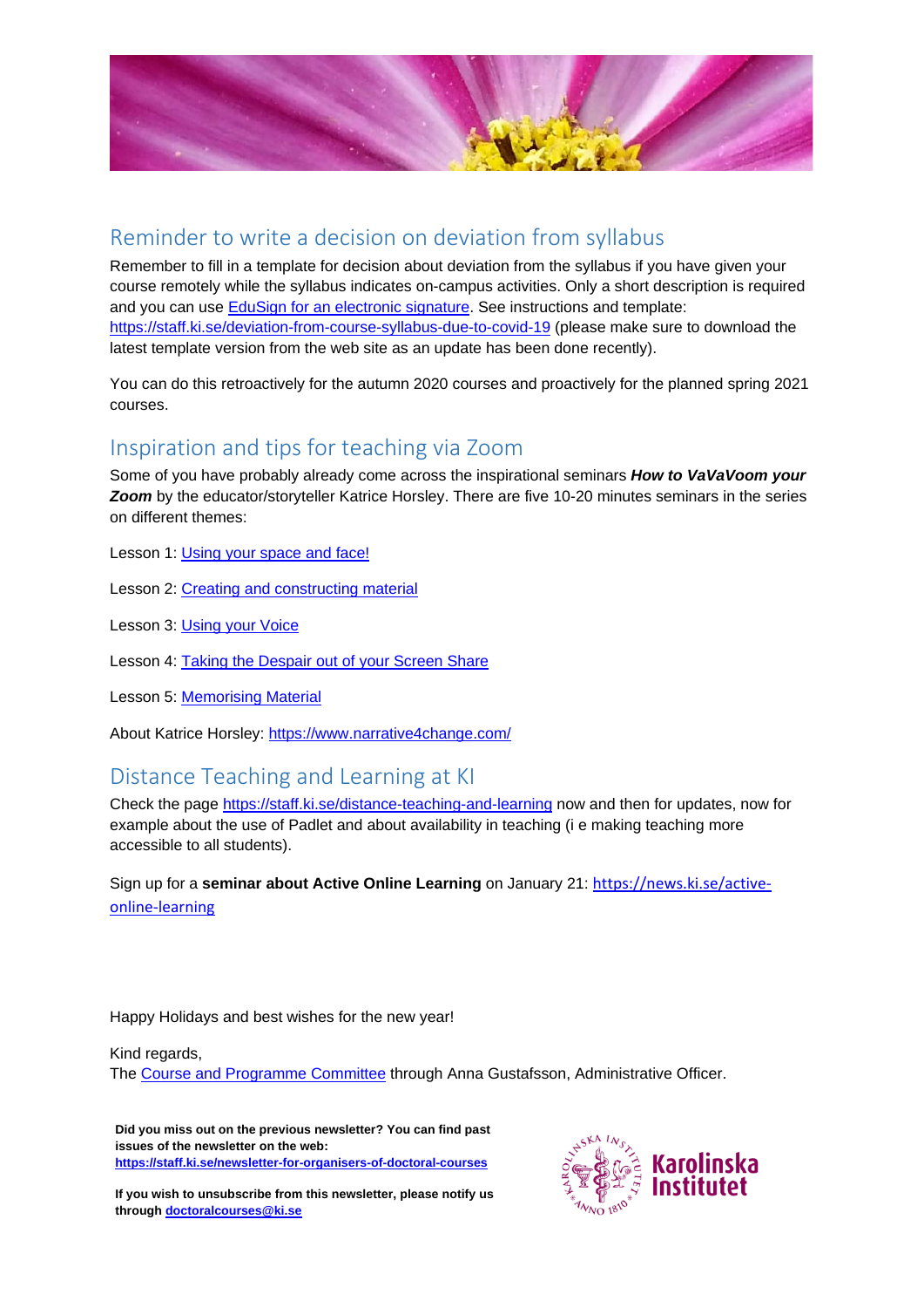## Reminder to write a decision on deviation from syllabus

Remember to fill in a template for decision about deviation from the syllabus if you have given your course remotely while the syllabus indicates on-campus activities. Only a short description is required and you can use EduSign for an electronic signature. See instructions and template: https://staff.ki.se/deviation-from-course-syllabus-due-to-covid-19 (please make sure to download the latest template version from the web site as an update has been done recently).

You can do this retroactively for the autumn 2020 courses and proactively for the planned spring 2021 courses.

## Inspiration and tips for teaching via Zoom

Some of you have probably already come across the inspirational seminars ***How to VaVaVoom your Zoom*** by the educator/storyteller Katrice Horsley. There are five 10-20 minutes seminars in the series on different themes:

Lesson 1: Using your space and face!

Lesson 2: Creating and constructing material

Lesson 3: Using your Voice

Lesson 4: Taking the Despair out of your Screen Share

Lesson 5: Memorising Material

About Katrice Horsley: https://www.narrative4change.com/

## Distance Teaching and Learning at KI

Check the page https://staff.ki.se/distance-teaching-and-learning now and then for updates, now for example about the use of Padlet and about availability in teaching (i e making teaching more accessible to all students).

Sign up for a **seminar about Active Online Learning** on January 21: https://news.ki.se/active-online-learning

Happy Holidays and best wishes for the new year!

Kind regards,
The Course and Programme Committee through Anna Gustafsson, Administrative Officer.

**Did you miss out on the previous newsletter? You can find past issues of the newsletter on the web: https://staff.ki.se/newsletter-for-organisers-of-doctoral-courses**

**If you wish to unsubscribe from this newsletter, please notify us through doctoralcourses@ki.se**

Karolinska Institutet